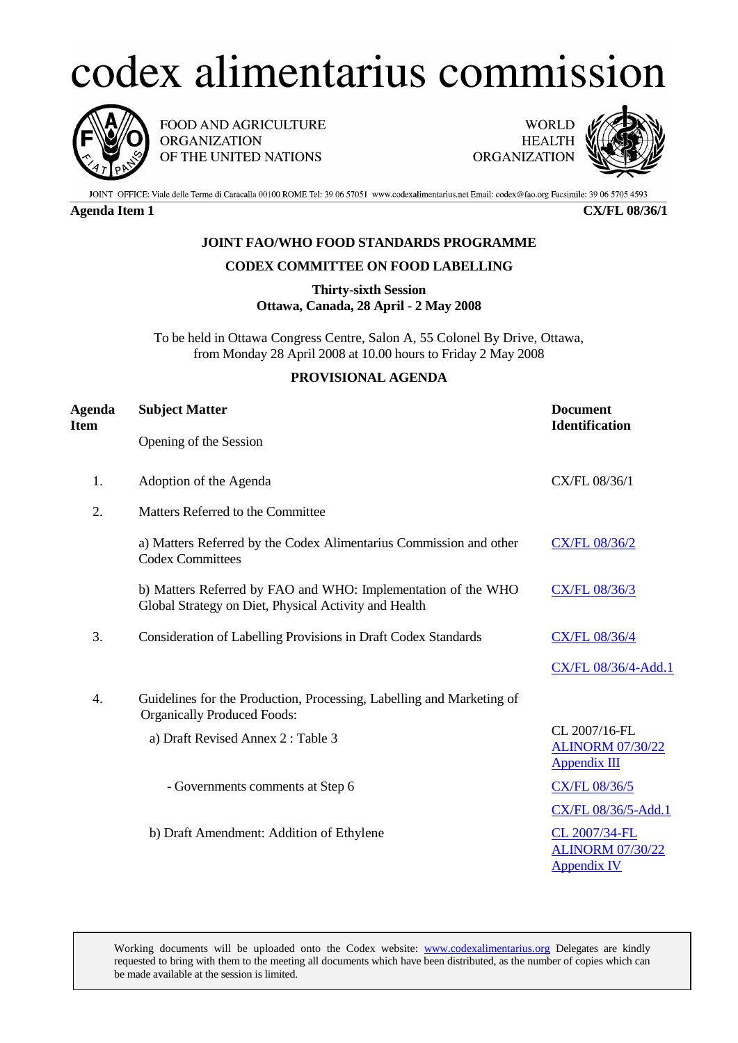# codex alimentarius commission

FOOD AND AGRICULTURE ORGANIZATION OF THE UNITED NATIONS

WORLD HEALTH ORGANIZATION

JOINT OFFICE: Viale delle Terme di Caracalla 00100 ROME Tel: 39 06 57051 www.codexalimentarius.net Email: codex@fao.org Facsimile: 39 06 5705 4593

**Agenda Item 1** **CX/FL 08/36/1**

**JOINT FAO/WHO FOOD STANDARDS PROGRAMME**

**CODEX COMMITTEE ON FOOD LABELLING**

**Thirty-sixth Session**
**Ottawa, Canada, 28 April - 2 May 2008**

To be held in Ottawa Congress Centre, Salon A, 55 Colonel By Drive, Ottawa, from Monday 28 April 2008 at 10.00 hours to Friday 2 May 2008

**PROVISIONAL AGENDA**

| Agenda Item | Subject Matter | Document Identification |
|---|---|---|
| | Opening of the Session | |
| 1. | Adoption of the Agenda | CX/FL 08/36/1 |
| 2. | Matters Referred to the Committee | |
| | a) Matters Referred by the Codex Alimentarius Commission and other Codex Committees | CX/FL 08/36/2 |
| | b) Matters Referred by FAO and WHO: Implementation of the WHO Global Strategy on Diet, Physical Activity and Health | CX/FL 08/36/3 |
| 3. | Consideration of Labelling Provisions in Draft Codex Standards | CX/FL 08/36/4 |
| | | CX/FL 08/36/4-Add.1 |
| 4. | Guidelines for the Production, Processing, Labelling and Marketing of Organically Produced Foods: | |
| | a) Draft Revised Annex 2 : Table 3 | CL 2007/16-FL ALINORM 07/30/22 Appendix III |
| | - Governments comments at Step 6 | CX/FL 08/36/5 |
| | | CX/FL 08/36/5-Add.1 |
| | b) Draft Amendment: Addition of Ethylene | CL 2007/34-FL ALINORM 07/30/22 Appendix IV |

Working documents will be uploaded onto the Codex website: www.codexalimentarius.org Delegates are kindly requested to bring with them to the meeting all documents which have been distributed, as the number of copies which can be made available at the session is limited.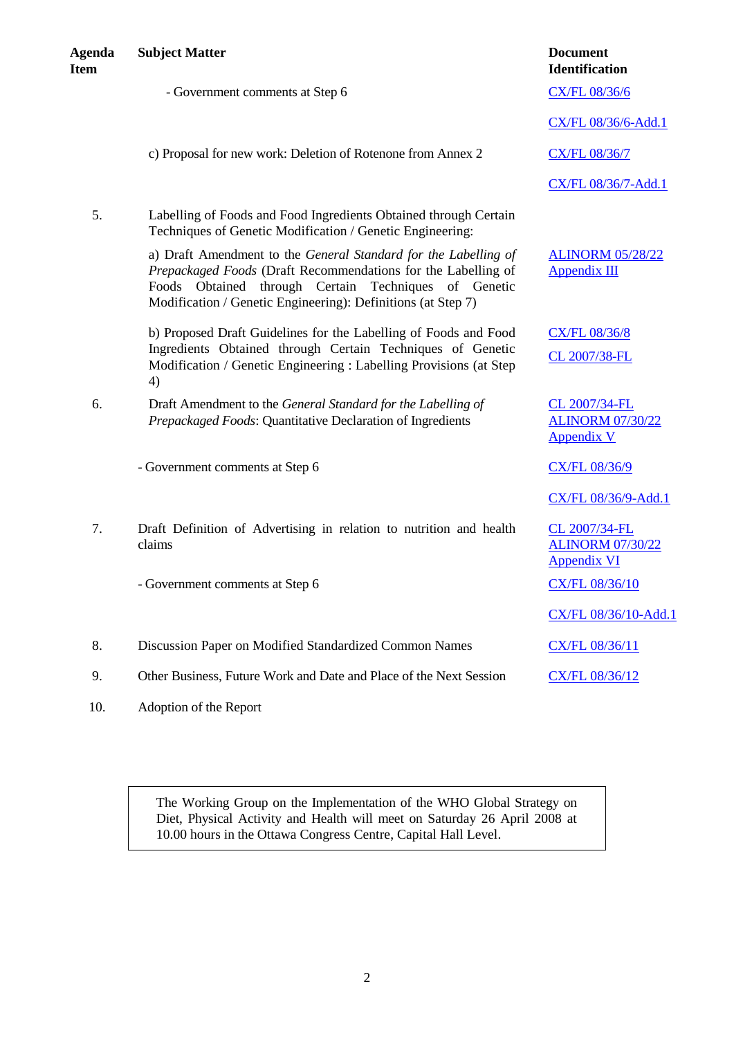| Agenda Item | Subject Matter | Document Identification |
|---|---|---|
| | - Government comments at Step 6 | CX/FL 08/36/6 |
| | | CX/FL 08/36/6-Add.1 |
| | c) Proposal for new work: Deletion of Rotenone from Annex 2 | CX/FL 08/36/7 |
| | | CX/FL 08/36/7-Add.1 |
| 5. | Labelling of Foods and Food Ingredients Obtained through Certain Techniques of Genetic Modification / Genetic Engineering: | |
| | a) Draft Amendment to the *General Standard for the Labelling of Prepackaged Foods* (Draft Recommendations for the Labelling of Foods Obtained through Certain Techniques of Genetic Modification / Genetic Engineering): Definitions (at Step 7) | ALINORM 05/28/22 Appendix III |
| | b) Proposed Draft Guidelines for the Labelling of Foods and Food Ingredients Obtained through Certain Techniques of Genetic Modification / Genetic Engineering : Labelling Provisions (at Step 4) | CX/FL 08/36/8<br>CL 2007/38-FL |
| 6. | Draft Amendment to the *General Standard for the Labelling of Prepackaged Foods*: Quantitative Declaration of Ingredients | CL 2007/34-FL<br>ALINORM 07/30/22 Appendix V |
| | - Government comments at Step 6 | CX/FL 08/36/9 |
| | | CX/FL 08/36/9-Add.1 |
| 7. | Draft Definition of Advertising in relation to nutrition and health claims | CL 2007/34-FL<br>ALINORM 07/30/22 Appendix VI |
| | - Government comments at Step 6 | CX/FL 08/36/10 |
| | | CX/FL 08/36/10-Add.1 |
| 8. | Discussion Paper on Modified Standardized Common Names | CX/FL 08/36/11 |
| 9. | Other Business, Future Work and Date and Place of the Next Session | CX/FL 08/36/12 |
| 10. | Adoption of the Report | |

The Working Group on the Implementation of the WHO Global Strategy on Diet, Physical Activity and Health will meet on Saturday 26 April 2008 at 10.00 hours in the Ottawa Congress Centre, Capital Hall Level.